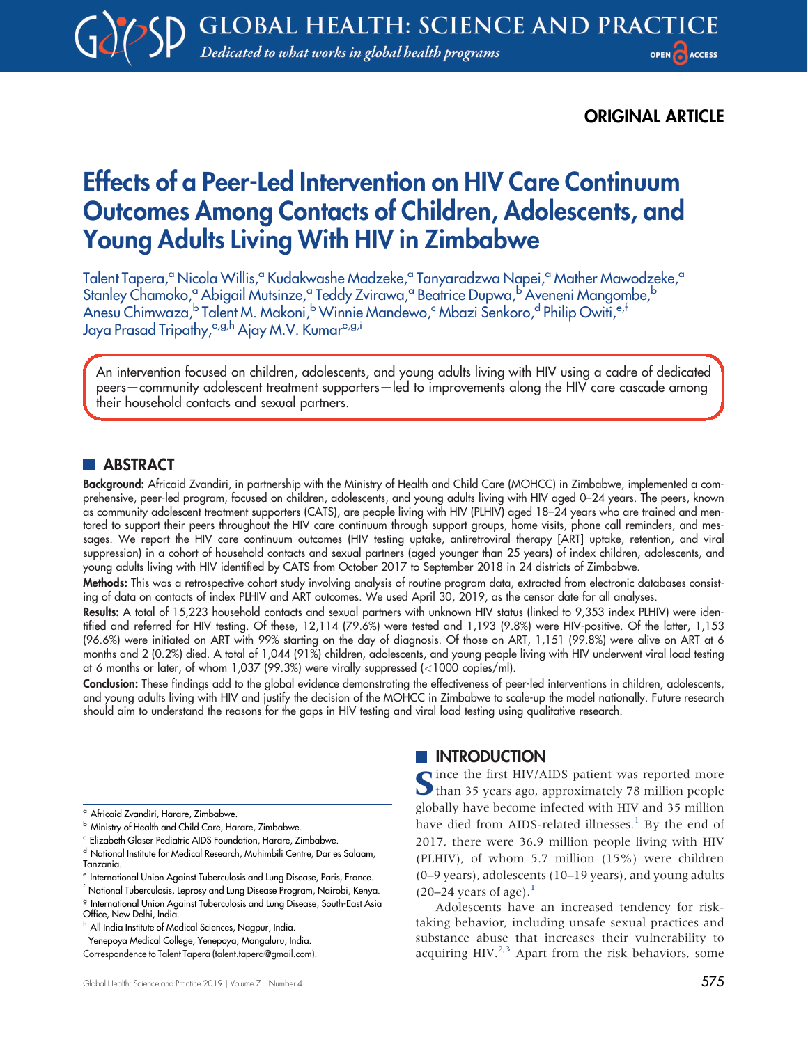ORIGINAL ARTICLE

# Effects of a Peer-Led Intervention on HIV Care Continuum Outcomes Among Contacts of Children, Adolescents, and Young Adults Living With HIV in Zimbabwe

Talent Tapera,[a] Nicola Willis,[a] Kudakwashe Madzeke,[a] Tanyaradzwa Napei,[a] Mather Mawodzeke,[a] Stanley Chamoko,[a] Abigail Mutsinze,[a] Teddy Zvirawa,[a] Beatrice Dupwa,[b] Aveneni Mangombe,[b] Anesu Chimwaza,[b] Talent M. Makoni,[b] Winnie Mandewo,[c] Mbazi Senkoro,[d] Philip Owiti,[e,f] Jaya Prasad Tripathy,[e,g,h] Ajay M.V. Kumar[e,g,i]

An intervention focused on children, adolescents, and young adults living with HIV using a cadre of dedicated peers—community adolescent treatment supporters—led to improvements along the HIV care cascade among their household contacts and sexual partners.

## ABSTRACT

**Background:** Africaid Zvandiri, in partnership with the Ministry of Health and Child Care (MOHCC) in Zimbabwe, implemented a comprehensive, peer-led program, focused on children, adolescents, and young adults living with HIV aged 0–24 years. The peers, known as community adolescent treatment supporters (CATS), are people living with HIV (PLHIV) aged 18–24 years who are trained and mentored to support their peers throughout the HIV care continuum through support groups, home visits, phone call reminders, and messages. We report the HIV care continuum outcomes (HIV testing uptake, antiretroviral therapy [ART] uptake, retention, and viral suppression) in a cohort of household contacts and sexual partners (aged younger than 25 years) of index children, adolescents, and young adults living with HIV identified by CATS from October 2017 to September 2018 in 24 districts of Zimbabwe.

**Methods:** This was a retrospective cohort study involving analysis of routine program data, extracted from electronic databases consisting of data on contacts of index PLHIV and ART outcomes. We used April 30, 2019, as the censor date for all analyses.

**Results:** A total of 15,223 household contacts and sexual partners with unknown HIV status (linked to 9,353 index PLHIV) were identified and referred for HIV testing. Of these, 12,114 (79.6%) were tested and 1,193 (9.8%) were HIV-positive. Of the latter, 1,153 (96.6%) were initiated on ART with 99% starting on the day of diagnosis. Of those on ART, 1,151 (99.8%) were alive on ART at 6 months and 2 (0.2%) died. A total of 1,044 (91%) children, adolescents, and young people living with HIV underwent viral load testing at 6 months or later, of whom 1,037 (99.3%) were virally suppressed (<1000 copies/ml).

**Conclusion:** These findings add to the global evidence demonstrating the effectiveness of peer-led interventions in children, adolescents, and young adults living with HIV and justify the decision of the MOHCC in Zimbabwe to scale-up the model nationally. Future research should aim to understand the reasons for the gaps in HIV testing and viral load testing using qualitative research.

## INTRODUCTION

Since the first HIV/AIDS patient was reported more than 35 years ago, approximately 78 million people globally have become infected with HIV and 35 million have died from AIDS-related illnesses.[1] By the end of 2017, there were 36.9 million people living with HIV (PLHIV), of whom 5.7 million (15%) were children (0–9 years), adolescents (10–19 years), and young adults (20–24 years of age).[1]

Adolescents have an increased tendency for risk-taking behavior, including unsafe sexual practices and substance abuse that increases their vulnerability to acquiring HIV.[2,3] Apart from the risk behaviors, some

[a] Africaid Zvandiri, Harare, Zimbabwe.
[b] Ministry of Health and Child Care, Harare, Zimbabwe.
[c] Elizabeth Glaser Pediatric AIDS Foundation, Harare, Zimbabwe.
[d] National Institute for Medical Research, Muhimbili Centre, Dar es Salaam, Tanzania.
[e] International Union Against Tuberculosis and Lung Disease, Paris, France.
[f] National Tuberculosis, Leprosy and Lung Disease Program, Nairobi, Kenya.
[g] International Union Against Tuberculosis and Lung Disease, South-East Asia Office, New Delhi, India.
[h] All India Institute of Medical Sciences, Nagpur, India.
[i] Yenepoya Medical College, Yenepoya, Mangaluru, India.
Correspondence to Talent Tapera (talent.tapera@gmail.com).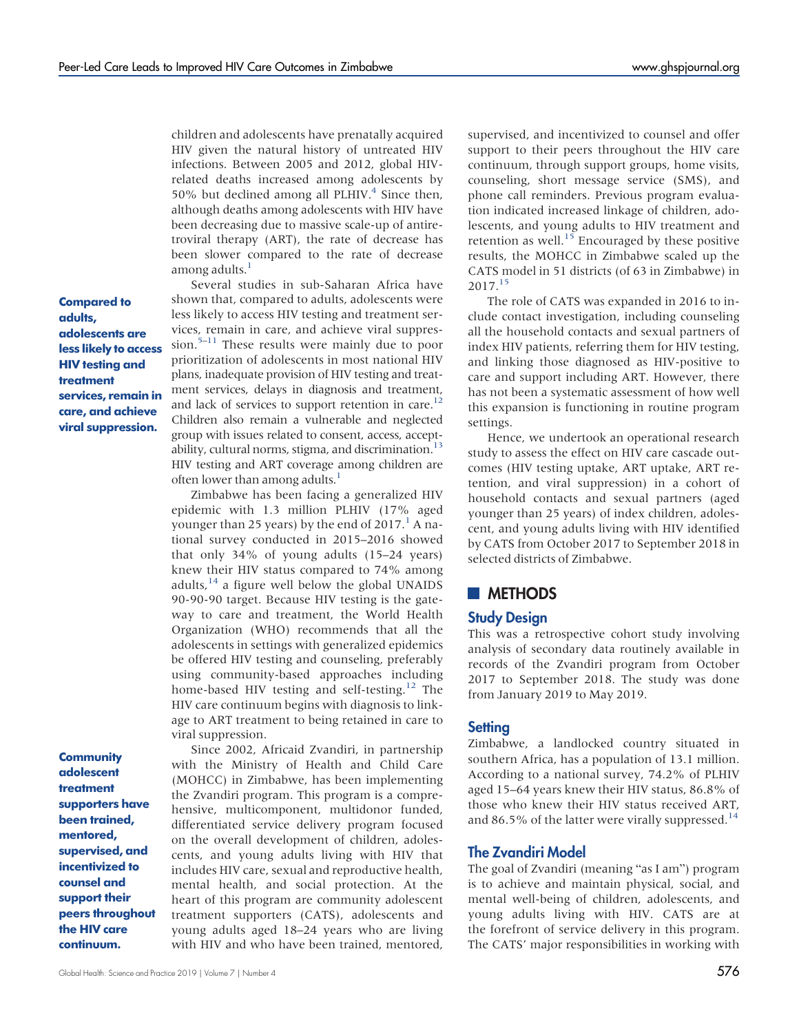children and adolescents have prenatally acquired HIV given the natural history of untreated HIV infections. Between 2005 and 2012, global HIV-related deaths increased among adolescents by 50% but declined among all PLHIV.[4] Since then, although deaths among adolescents with HIV have been decreasing due to massive scale-up of antiretroviral therapy (ART), the rate of decrease has been slower compared to the rate of decrease among adults.[1]

**Compared to adults, adolescents are less likely to access HIV testing and treatment services, remain in care, and achieve viral suppression.**

Several studies in sub-Saharan Africa have shown that, compared to adults, adolescents were less likely to access HIV testing and treatment services, remain in care, and achieve viral suppression.[5–11] These results were mainly due to poor prioritization of adolescents in most national HIV plans, inadequate provision of HIV testing and treatment services, delays in diagnosis and treatment, and lack of services to support retention in care.[12] Children also remain a vulnerable and neglected group with issues related to consent, access, acceptability, cultural norms, stigma, and discrimination.[13] HIV testing and ART coverage among children are often lower than among adults.[1]

Zimbabwe has been facing a generalized HIV epidemic with 1.3 million PLHIV (17% aged younger than 25 years) by the end of 2017.[1] A national survey conducted in 2015–2016 showed that only 34% of young adults (15–24 years) knew their HIV status compared to 74% among adults,[14] a figure well below the global UNAIDS 90-90-90 target. Because HIV testing is the gateway to care and treatment, the World Health Organization (WHO) recommends that all the adolescents in settings with generalized epidemics be offered HIV testing and counseling, preferably using community-based approaches including home-based HIV testing and self-testing.[12] The HIV care continuum begins with diagnosis to linkage to ART treatment to being retained in care to viral suppression.

**Community adolescent treatment supporters have been trained, mentored, supervised, and incentivized to counsel and support their peers throughout the HIV care continuum.**

Since 2002, Africaid Zvandiri, in partnership with the Ministry of Health and Child Care (MOHCC) in Zimbabwe, has been implementing the Zvandiri program. This program is a comprehensive, multicomponent, multidonor funded, differentiated service delivery program focused on the overall development of children, adolescents, and young adults living with HIV that includes HIV care, sexual and reproductive health, mental health, and social protection. At the heart of this program are community adolescent treatment supporters (CATS), adolescents and young adults aged 18–24 years who are living with HIV and who have been trained, mentored, supervised, and incentivized to counsel and offer support to their peers throughout the HIV care continuum, through support groups, home visits, counseling, short message service (SMS), and phone call reminders. Previous program evaluation indicated increased linkage of children, adolescents, and young adults to HIV treatment and retention as well.[15] Encouraged by these positive results, the MOHCC in Zimbabwe scaled up the CATS model in 51 districts (of 63 in Zimbabwe) in 2017.[15]

The role of CATS was expanded in 2016 to include contact investigation, including counseling all the household contacts and sexual partners of index HIV patients, referring them for HIV testing, and linking those diagnosed as HIV-positive to care and support including ART. However, there has not been a systematic assessment of how well this expansion is functioning in routine program settings.

Hence, we undertook an operational research study to assess the effect on HIV care cascade outcomes (HIV testing uptake, ART uptake, ART retention, and viral suppression) in a cohort of household contacts and sexual partners (aged younger than 25 years) of index children, adolescent, and young adults living with HIV identified by CATS from October 2017 to September 2018 in selected districts of Zimbabwe.

## METHODS

### Study Design

This was a retrospective cohort study involving analysis of secondary data routinely available in records of the Zvandiri program from October 2017 to September 2018. The study was done from January 2019 to May 2019.

### Setting

Zimbabwe, a landlocked country situated in southern Africa, has a population of 13.1 million. According to a national survey, 74.2% of PLHIV aged 15–64 years knew their HIV status, 86.8% of those who knew their HIV status received ART, and 86.5% of the latter were virally suppressed.[14]

### The Zvandiri Model

The goal of Zvandiri (meaning "as I am") program is to achieve and maintain physical, social, and mental well-being of children, adolescents, and young adults living with HIV. CATS are at the forefront of service delivery in this program. The CATS' major responsibilities in working with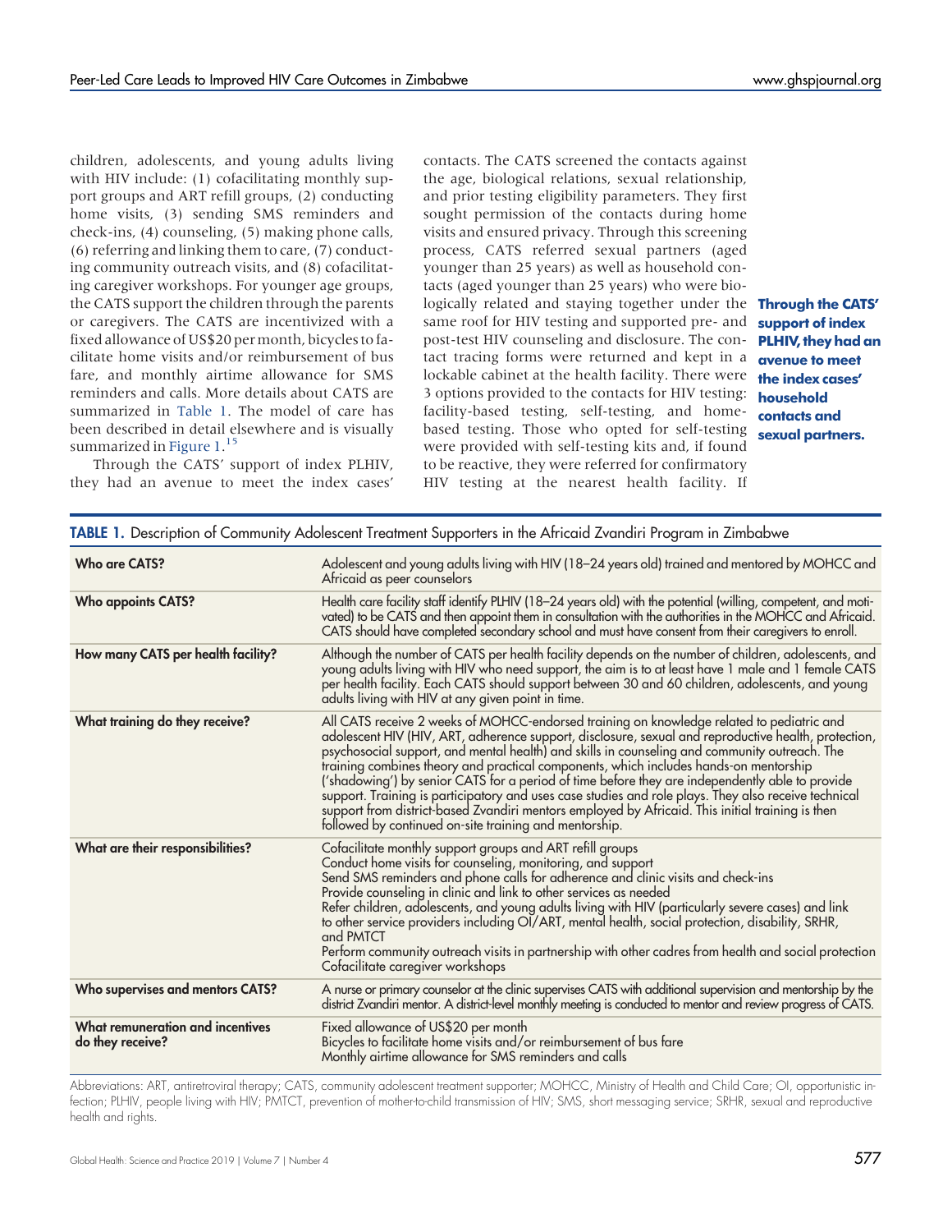children, adolescents, and young adults living with HIV include: (1) cofacilitating monthly support groups and ART refill groups, (2) conducting home visits, (3) sending SMS reminders and check-ins, (4) counseling, (5) making phone calls, (6) referring and linking them to care, (7) conducting community outreach visits, and (8) cofacilitating caregiver workshops. For younger age groups, the CATS support the children through the parents or caregivers. The CATS are incentivized with a fixed allowance of US$20 per month, bicycles to facilitate home visits and/or reimbursement of bus fare, and monthly airtime allowance for SMS reminders and calls. More details about CATS are summarized in Table 1. The model of care has been described in detail elsewhere and is visually summarized in Figure 1.[15]

Through the CATS' support of index PLHIV, they had an avenue to meet the index cases' contacts. The CATS screened the contacts against the age, biological relations, sexual relationship, and prior testing eligibility parameters. They first sought permission of the contacts during home visits and ensured privacy. Through this screening process, CATS referred sexual partners (aged younger than 25 years) as well as household contacts (aged younger than 25 years) who were biologically related and staying together under the same roof for HIV testing and supported pre- and post-test HIV counseling and disclosure. The contact tracing forms were returned and kept in a lockable cabinet at the health facility. There were 3 options provided to the contacts for HIV testing: facility-based testing, self-testing, and home-based testing. Those who opted for self-testing were provided with self-testing kits and, if found to be reactive, they were referred for confirmatory HIV testing at the nearest health facility. If

**Through the CATS' support of index PLHIV, they had an avenue to meet the index cases' household contacts and sexual partners.**

**TABLE 1.** Description of Community Adolescent Treatment Supporters in the Africaid Zvandiri Program in Zimbabwe

| | |
|---|---|
| **Who are CATS?** | Adolescent and young adults living with HIV (18–24 years old) trained and mentored by MOHCC and Africaid as peer counselors |
| **Who appoints CATS?** | Health care facility staff identify PLHIV (18–24 years old) with the potential (willing, competent, and motivated) to be CATS and then appoint them in consultation with the authorities in the MOHCC and Africaid. CATS should have completed secondary school and must have consent from their caregivers to enroll. |
| **How many CATS per health facility?** | Although the number of CATS per health facility depends on the number of children, adolescents, and young adults living with HIV who need support, the aim is to at least have 1 male and 1 female CATS per health facility. Each CATS should support between 30 and 60 children, adolescents, and young adults living with HIV at any given point in time. |
| **What training do they receive?** | All CATS receive 2 weeks of MOHCC-endorsed training on knowledge related to pediatric and adolescent HIV (HIV, ART, adherence support, disclosure, sexual and reproductive health, protection, psychosocial support, and mental health) and skills in counseling and community outreach. The training combines theory and practical components, which includes hands-on mentorship ('shadowing') by senior CATS for a period of time before they are independently able to provide support. Training is participatory and uses case studies and role plays. They also receive technical support from district-based Zvandiri mentors employed by Africaid. This initial training is then followed by continued on-site training and mentorship. |
| **What are their responsibilities?** | Cofacilitate monthly support groups and ART refill groups<br>Conduct home visits for counseling, monitoring, and support<br>Send SMS reminders and phone calls for adherence and clinic visits and check-ins<br>Provide counseling in clinic and link to other services as needed<br>Refer children, adolescents, and young adults living with HIV (particularly severe cases) and link to other service providers including OI/ART, mental health, social protection, disability, SRHR, and PMTCT<br>Perform community outreach visits in partnership with other cadres from health and social protection<br>Cofacilitate caregiver workshops |
| **Who supervises and mentors CATS?** | A nurse or primary counselor at the clinic supervises CATS with additional supervision and mentorship by the district Zvandiri mentor. A district-level monthly meeting is conducted to mentor and review progress of CATS. |
| **What remuneration and incentives do they receive?** | Fixed allowance of US$20 per month<br>Bicycles to facilitate home visits and/or reimbursement of bus fare<br>Monthly airtime allowance for SMS reminders and calls |

Abbreviations: ART, antiretroviral therapy; CATS, community adolescent treatment supporter; MOHCC, Ministry of Health and Child Care; OI, opportunistic infection; PLHIV, people living with HIV; PMTCT, prevention of mother-to-child transmission of HIV; SMS, short messaging service; SRHR, sexual and reproductive health and rights.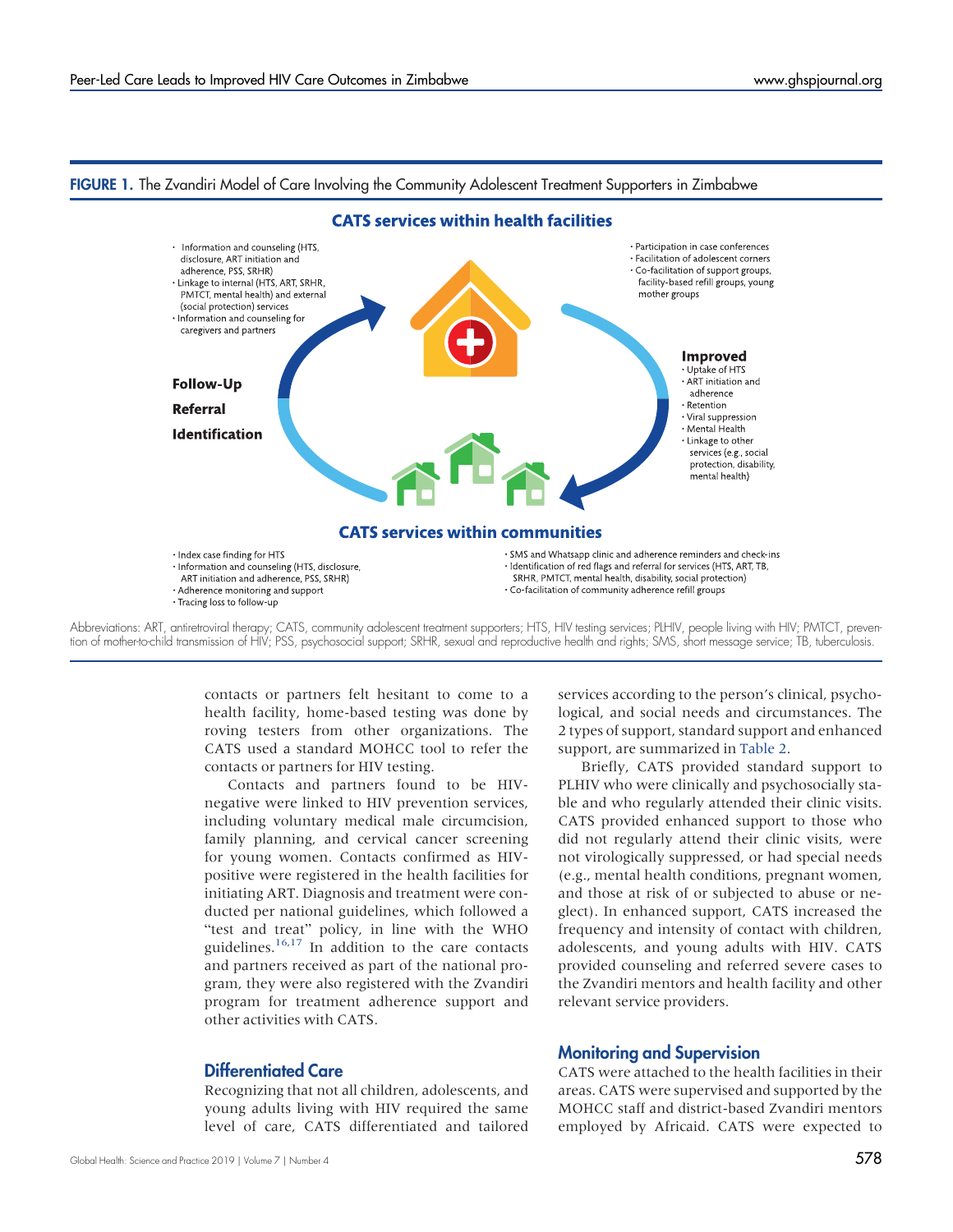**FIGURE 1.** The Zvandiri Model of Care Involving the Community Adolescent Treatment Supporters in Zimbabwe

**CATS services within health facilities**

- Information and counseling (HTS, disclosure, ART initiation and adherence, PSS, SRHR)
- Linkage to internal (HTS, ART, SRHR, PMTCT, mental health) and external (social protection) services
- Information and counseling for caregivers and partners

- Participation in case conferences
- Facilitation of adolescent corners
- Co-facilitation of support groups, facility-based refill groups, young mother groups

**Follow-Up**

**Referral**

**Identification**

**Improved**

- Uptake of HTS
- ART initiation and adherence
- Retention
- Viral suppression
- Mental Health
- Linkage to other services (e.g., social protection, disability, mental health)

**CATS services within communities**

- Index case finding for HTS
- Information and counseling (HTS, disclosure, ART initiation and adherence, PSS, SRHR)
- Adherence monitoring and support
- Tracing loss to follow-up

- SMS and Whatsapp clinic and adherence reminders and check-ins
- Identification of red flags and referral for services (HTS, ART, TB, SRHR, PMTCT, mental health, disability, social protection)
- Co-facilitation of community adherence refill groups

Abbreviations: ART, antiretroviral therapy; CATS, community adolescent treatment supporters; HTS, HIV testing services; PLHIV, people living with HIV; PMTCT, prevention of mother-to-child transmission of HIV; PSS, psychosocial support; SRHR, sexual and reproductive health and rights; SMS, short message service; TB, tuberculosis.

contacts or partners felt hesitant to come to a health facility, home-based testing was done by roving testers from other organizations. The CATS used a standard MOHCC tool to refer the contacts or partners for HIV testing.

Contacts and partners found to be HIV-negative were linked to HIV prevention services, including voluntary medical male circumcision, family planning, and cervical cancer screening for young women. Contacts confirmed as HIV-positive were registered in the health facilities for initiating ART. Diagnosis and treatment were conducted per national guidelines, which followed a "test and treat" policy, in line with the WHO guidelines.[16,17] In addition to the care contacts and partners received as part of the national program, they were also registered with the Zvandiri program for treatment adherence support and other activities with CATS.

## Differentiated Care

Recognizing that not all children, adolescents, and young adults living with HIV required the same level of care, CATS differentiated and tailored services according to the person's clinical, psychological, and social needs and circumstances. The 2 types of support, standard support and enhanced support, are summarized in Table 2.

Briefly, CATS provided standard support to PLHIV who were clinically and psychosocially stable and who regularly attended their clinic visits. CATS provided enhanced support to those who did not regularly attend their clinic visits, were not virologically suppressed, or had special needs (e.g., mental health conditions, pregnant women, and those at risk of or subjected to abuse or neglect). In enhanced support, CATS increased the frequency and intensity of contact with children, adolescents, and young adults with HIV. CATS provided counseling and referred severe cases to the Zvandiri mentors and health facility and other relevant service providers.

## Monitoring and Supervision

CATS were attached to the health facilities in their areas. CATS were supervised and supported by the MOHCC staff and district-based Zvandiri mentors employed by Africaid. CATS were expected to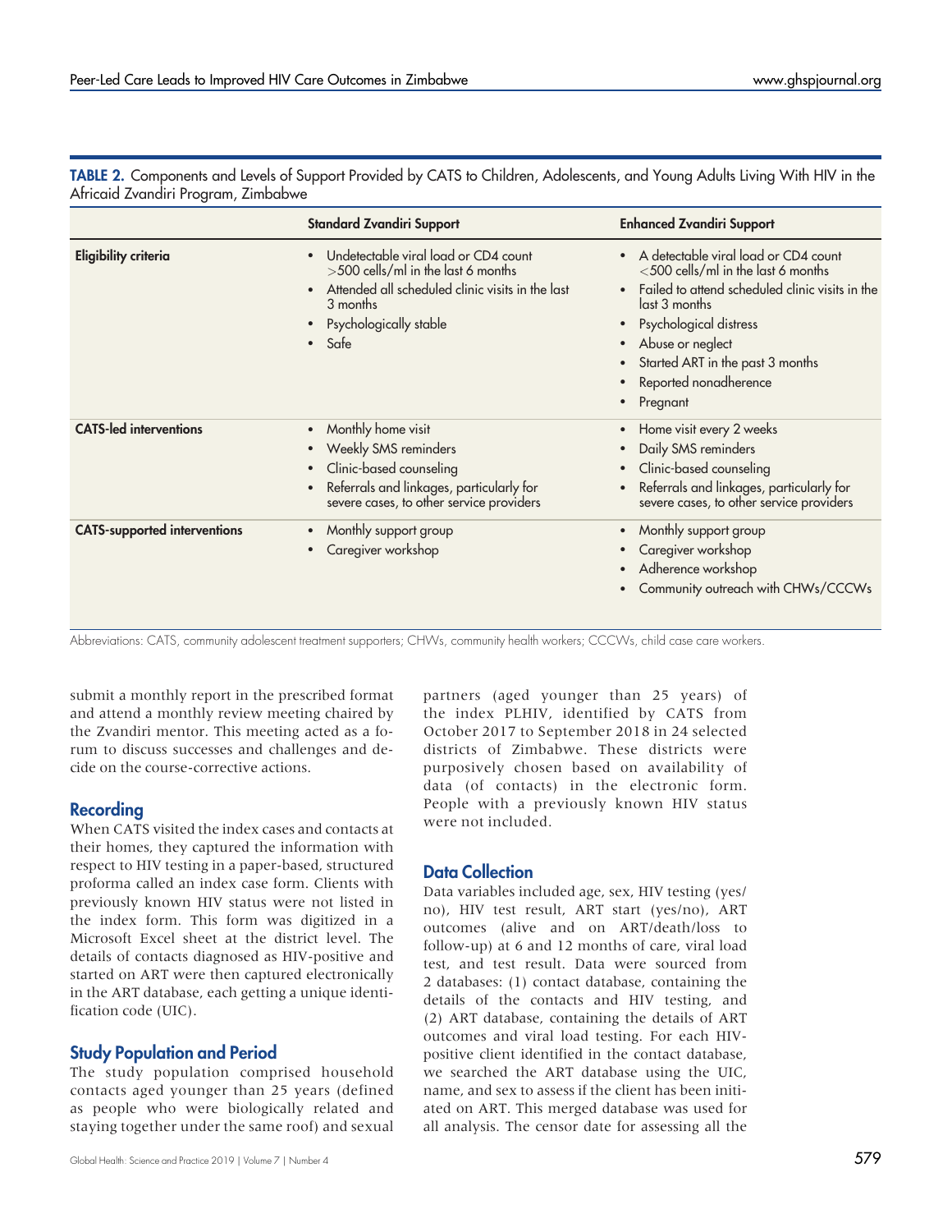**TABLE 2.** Components and Levels of Support Provided by CATS to Children, Adolescents, and Young Adults Living With HIV in the Africaid Zvandiri Program, Zimbabwe

| | Standard Zvandiri Support | Enhanced Zvandiri Support |
|---|---|---|
| **Eligibility criteria** | • Undetectable viral load or CD4 count >500 cells/ml in the last 6 months<br>• Attended all scheduled clinic visits in the last 3 months<br>• Psychologically stable<br>• Safe | • A detectable viral load or CD4 count <500 cells/ml in the last 6 months<br>• Failed to attend scheduled clinic visits in the last 3 months<br>• Psychological distress<br>• Abuse or neglect<br>• Started ART in the past 3 months<br>• Reported nonadherence<br>• Pregnant |
| **CATS-led interventions** | • Monthly home visit<br>• Weekly SMS reminders<br>• Clinic-based counseling<br>• Referrals and linkages, particularly for severe cases, to other service providers | • Home visit every 2 weeks<br>• Daily SMS reminders<br>• Clinic-based counseling<br>• Referrals and linkages, particularly for severe cases, to other service providers |
| **CATS-supported interventions** | • Monthly support group<br>• Caregiver workshop | • Monthly support group<br>• Caregiver workshop<br>• Adherence workshop<br>• Community outreach with CHWs/CCCWs |

Abbreviations: CATS, community adolescent treatment supporters; CHWs, community health workers; CCCWs, child case care workers.

submit a monthly report in the prescribed format and attend a monthly review meeting chaired by the Zvandiri mentor. This meeting acted as a forum to discuss successes and challenges and decide on the course-corrective actions.

## Recording

When CATS visited the index cases and contacts at their homes, they captured the information with respect to HIV testing in a paper-based, structured proforma called an index case form. Clients with previously known HIV status were not listed in the index form. This form was digitized in a Microsoft Excel sheet at the district level. The details of contacts diagnosed as HIV-positive and started on ART were then captured electronically in the ART database, each getting a unique identification code (UIC).

## Study Population and Period

The study population comprised household contacts aged younger than 25 years (defined as people who were biologically related and staying together under the same roof) and sexual partners (aged younger than 25 years) of the index PLHIV, identified by CATS from October 2017 to September 2018 in 24 selected districts of Zimbabwe. These districts were purposively chosen based on availability of data (of contacts) in the electronic form. People with a previously known HIV status were not included.

## Data Collection

Data variables included age, sex, HIV testing (yes/no), HIV test result, ART start (yes/no), ART outcomes (alive and on ART/death/loss to follow-up) at 6 and 12 months of care, viral load test, and test result. Data were sourced from 2 databases: (1) contact database, containing the details of the contacts and HIV testing, and (2) ART database, containing the details of ART outcomes and viral load testing. For each HIV-positive client identified in the contact database, we searched the ART database using the UIC, name, and sex to assess if the client has been initiated on ART. This merged database was used for all analysis. The censor date for assessing all the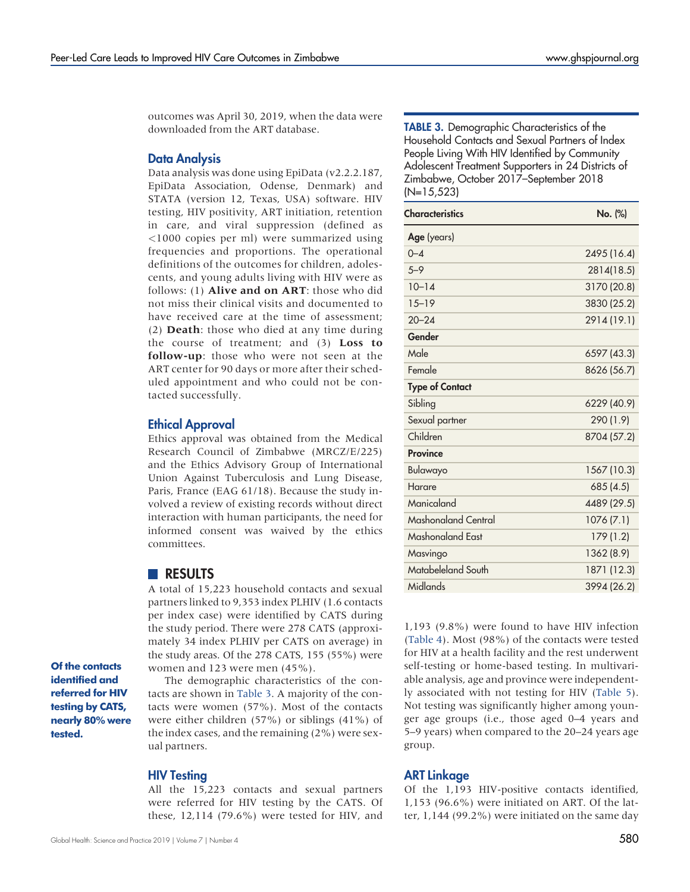outcomes was April 30, 2019, when the data were downloaded from the ART database.

### Data Analysis

Data analysis was done using EpiData (v2.2.2.187, EpiData Association, Odense, Denmark) and STATA (version 12, Texas, USA) software. HIV testing, HIV positivity, ART initiation, retention in care, and viral suppression (defined as <1000 copies per ml) were summarized using frequencies and proportions. The operational definitions of the outcomes for children, adolescents, and young adults living with HIV were as follows: (1) **Alive and on ART**: those who did not miss their clinical visits and documented to have received care at the time of assessment; (2) **Death**: those who died at any time during the course of treatment; and (3) **Loss to follow-up**: those who were not seen at the ART center for 90 days or more after their scheduled appointment and who could not be contacted successfully.

### Ethical Approval

Ethics approval was obtained from the Medical Research Council of Zimbabwe (MRCZ/E/225) and the Ethics Advisory Group of International Union Against Tuberculosis and Lung Disease, Paris, France (EAG 61/18). Because the study involved a review of existing records without direct interaction with human participants, the need for informed consent was waived by the ethics committees.

## RESULTS

A total of 15,223 household contacts and sexual partners linked to 9,353 index PLHIV (1.6 contacts per index case) were identified by CATS during the study period. There were 278 CATS (approximately 34 index PLHIV per CATS on average) in the study areas. Of the 278 CATS, 155 (55%) were women and 123 were men (45%).

**Of the contacts identified and referred for HIV testing by CATS, nearly 80% were tested.**

The demographic characteristics of the contacts are shown in Table 3. A majority of the contacts were women (57%). Most of the contacts were either children (57%) or siblings (41%) of the index cases, and the remaining (2%) were sexual partners.

**TABLE 3.** Demographic Characteristics of the Household Contacts and Sexual Partners of Index People Living With HIV Identified by Community Adolescent Treatment Supporters in 24 Districts of Zimbabwe, October 2017–September 2018 (N=15,523)

| Characteristics | No. (%) |
|---|---|
| **Age** (years) | |
| 0–4 | 2495 (16.4) |
| 5–9 | 2814(18.5) |
| 10–14 | 3170 (20.8) |
| 15–19 | 3830 (25.2) |
| 20–24 | 2914 (19.1) |
| **Gender** | |
| Male | 6597 (43.3) |
| Female | 8626 (56.7) |
| **Type of Contact** | |
| Sibling | 6229 (40.9) |
| Sexual partner | 290 (1.9) |
| Children | 8704 (57.2) |
| **Province** | |
| Bulawayo | 1567 (10.3) |
| Harare | 685 (4.5) |
| Manicaland | 4489 (29.5) |
| Mashonaland Central | 1076 (7.1) |
| Mashonaland East | 179 (1.2) |
| Masvingo | 1362 (8.9) |
| Matabeleland South | 1871 (12.3) |
| Midlands | 3994 (26.2) |

### HIV Testing

All the 15,223 contacts and sexual partners were referred for HIV testing by the CATS. Of these, 12,114 (79.6%) were tested for HIV, and 1,193 (9.8%) were found to have HIV infection (Table 4). Most (98%) of the contacts were tested for HIV at a health facility and the rest underwent self-testing or home-based testing. In multivariable analysis, age and province were independently associated with not testing for HIV (Table 5). Not testing was significantly higher among younger age groups (i.e., those aged 0–4 years and 5–9 years) when compared to the 20–24 years age group.

### ART Linkage

Of the 1,193 HIV-positive contacts identified, 1,153 (96.6%) were initiated on ART. Of the latter, 1,144 (99.2%) were initiated on the same day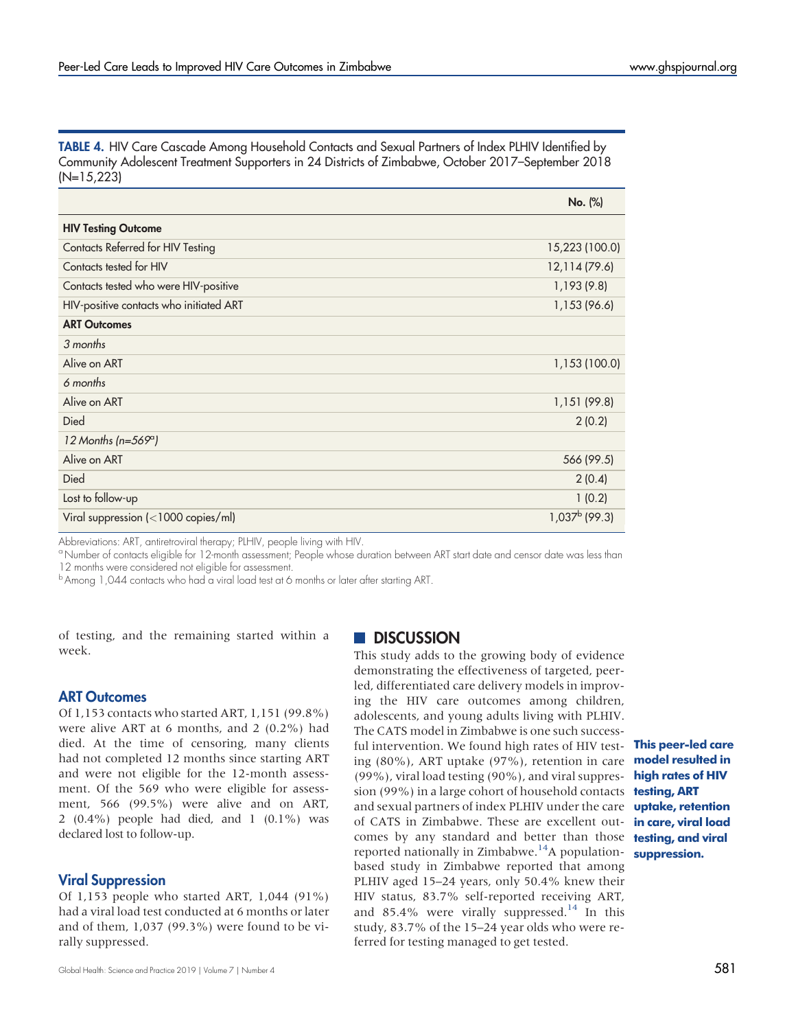**TABLE 4.** HIV Care Cascade Among Household Contacts and Sexual Partners of Index PLHIV Identified by Community Adolescent Treatment Supporters in 24 Districts of Zimbabwe, October 2017–September 2018 (N=15,223)

| | No. (%) |
|---|---|
| **HIV Testing Outcome** | |
| Contacts Referred for HIV Testing | 15,223 (100.0) |
| Contacts tested for HIV | 12,114 (79.6) |
| Contacts tested who were HIV-positive | 1,193 (9.8) |
| HIV-positive contacts who initiated ART | 1,153 (96.6) |
| **ART Outcomes** | |
| *3 months* | |
| Alive on ART | 1,153 (100.0) |
| *6 months* | |
| Alive on ART | 1,151 (99.8) |
| Died | 2 (0.2) |
| *12 Months (n=569[a])* | |
| Alive on ART | 566 (99.5) |
| Died | 2 (0.4) |
| Lost to follow-up | 1 (0.2) |
| Viral suppression (<1000 copies/ml) | 1,037[b] (99.3) |

Abbreviations: ART, antiretroviral therapy; PLHIV, people living with HIV.
[a] Number of contacts eligible for 12-month assessment; People whose duration between ART start date and censor date was less than 12 months were considered not eligible for assessment.
[b] Among 1,044 contacts who had a viral load test at 6 months or later after starting ART.

of testing, and the remaining started within a week.

### ART Outcomes

Of 1,153 contacts who started ART, 1,151 (99.8%) were alive ART at 6 months, and 2 (0.2%) had died. At the time of censoring, many clients had not completed 12 months since starting ART and were not eligible for the 12-month assessment. Of the 569 who were eligible for assessment, 566 (99.5%) were alive and on ART, 2 (0.4%) people had died, and 1 (0.1%) was declared lost to follow-up.

### Viral Suppression

Of 1,153 people who started ART, 1,044 (91%) had a viral load test conducted at 6 months or later and of them, 1,037 (99.3%) were found to be virally suppressed.

## DISCUSSION

This study adds to the growing body of evidence demonstrating the effectiveness of targeted, peer-led, differentiated care delivery models in improving the HIV care outcomes among children, adolescents, and young adults living with PLHIV. The CATS model in Zimbabwe is one such successful intervention. We found high rates of HIV testing (80%), ART uptake (97%), retention in care (99%), viral load testing (90%), and viral suppression (99%) in a large cohort of household contacts and sexual partners of index PLHIV under the care of CATS in Zimbabwe. These are excellent outcomes by any standard and better than those reported nationally in Zimbabwe.[14] A population-based study in Zimbabwe reported that among PLHIV aged 15–24 years, only 50.4% knew their HIV status, 83.7% self-reported receiving ART, and 85.4% were virally suppressed.[14] In this study, 83.7% of the 15–24 year olds who were referred for testing managed to get tested.

**This peer-led care model resulted in high rates of HIV testing, ART uptake, retention in care, viral load testing, and viral suppression.**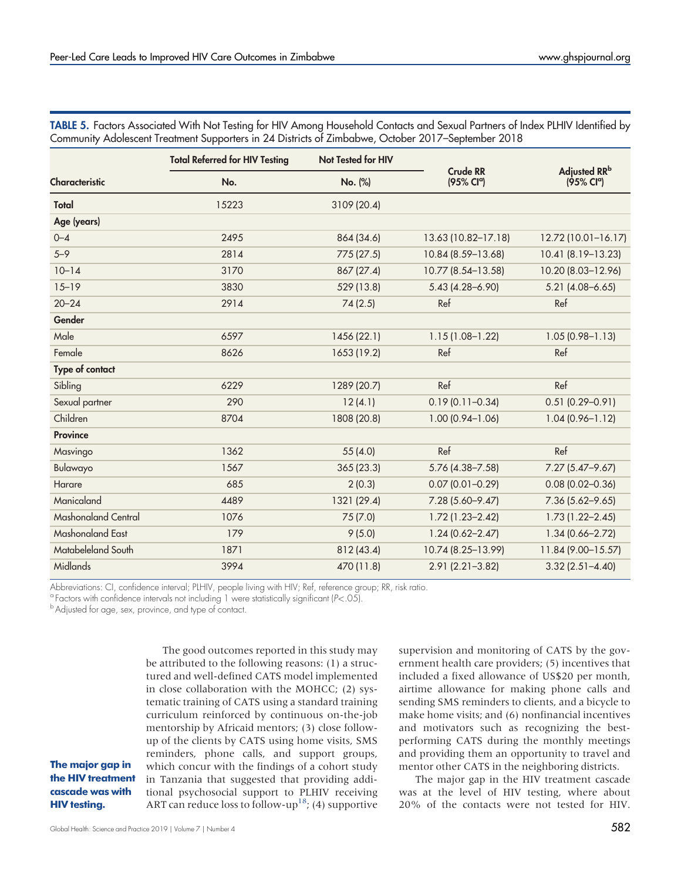**TABLE 5.** Factors Associated With Not Testing for HIV Among Household Contacts and Sexual Partners of Index PLHIV Identified by Community Adolescent Treatment Supporters in 24 Districts of Zimbabwe, October 2017–September 2018

| Characteristic | Total Referred for HIV Testing | Not Tested for HIV | Crude RR (95% CI[a]) | Adjusted RR[b] (95% CI[a]) |
|---|---|---|---|---|
| | No. | No. (%) | | |
| **Total** | 15223 | 3109 (20.4) | | |
| **Age (years)** | | | | |
| 0–4 | 2495 | 864 (34.6) | 13.63 (10.82–17.18) | 12.72 (10.01–16.17) |
| 5–9 | 2814 | 775 (27.5) | 10.84 (8.59–13.68) | 10.41 (8.19–13.23) |
| 10–14 | 3170 | 867 (27.4) | 10.77 (8.54–13.58) | 10.20 (8.03–12.96) |
| 15–19 | 3830 | 529 (13.8) | 5.43 (4.28–6.90) | 5.21 (4.08–6.65) |
| 20–24 | 2914 | 74 (2.5) | Ref | Ref |
| **Gender** | | | | |
| Male | 6597 | 1456 (22.1) | 1.15 (1.08–1.22) | 1.05 (0.98–1.13) |
| Female | 8626 | 1653 (19.2) | Ref | Ref |
| **Type of contact** | | | | |
| Sibling | 6229 | 1289 (20.7) | Ref | Ref |
| Sexual partner | 290 | 12 (4.1) | 0.19 (0.11–0.34) | 0.51 (0.29–0.91) |
| Children | 8704 | 1808 (20.8) | 1.00 (0.94–1.06) | 1.04 (0.96–1.12) |
| **Province** | | | | |
| Masvingo | 1362 | 55 (4.0) | Ref | Ref |
| Bulawayo | 1567 | 365 (23.3) | 5.76 (4.38–7.58) | 7.27 (5.47–9.67) |
| Harare | 685 | 2 (0.3) | 0.07 (0.01–0.29) | 0.08 (0.02–0.36) |
| Manicaland | 4489 | 1321 (29.4) | 7.28 (5.60–9.47) | 7.36 (5.62–9.65) |
| Mashonaland Central | 1076 | 75 (7.0) | 1.72 (1.23–2.42) | 1.73 (1.22–2.45) |
| Mashonaland East | 179 | 9 (5.0) | 1.24 (0.62–2.47) | 1.34 (0.66–2.72) |
| Matabeleland South | 1871 | 812 (43.4) | 10.74 (8.25–13.99) | 11.84 (9.00–15.57) |
| Midlands | 3994 | 470 (11.8) | 2.91 (2.21–3.82) | 3.32 (2.51–4.40) |

Abbreviations: CI, confidence interval; PLHIV, people living with HIV; Ref, reference group; RR, risk ratio.
[a] Factors with confidence intervals not including 1 were statistically significant ($P<.05$).
[b] Adjusted for age, sex, province, and type of contact.

The good outcomes reported in this study may be attributed to the following reasons: (1) a structured and well-defined CATS model implemented in close collaboration with the MOHCC; (2) systematic training of CATS using a standard training curriculum reinforced by continuous on-the-job mentorship by Africaid mentors; (3) close follow-up of the clients by CATS using home visits, SMS reminders, phone calls, and support groups, which concur with the findings of a cohort study in Tanzania that suggested that providing additional psychosocial support to PLHIV receiving ART can reduce loss to follow-up[18]; (4) supportive supervision and monitoring of CATS by the government health care providers; (5) incentives that included a fixed allowance of US$20 per month, airtime allowance for making phone calls and sending SMS reminders to clients, and a bicycle to make home visits; and (6) nonfinancial incentives and motivators such as recognizing the best-performing CATS during the monthly meetings and providing them an opportunity to travel and mentor other CATS in the neighboring districts.

**The major gap in the HIV treatment cascade was with HIV testing.**

The major gap in the HIV treatment cascade was at the level of HIV testing, where about 20% of the contacts were not tested for HIV.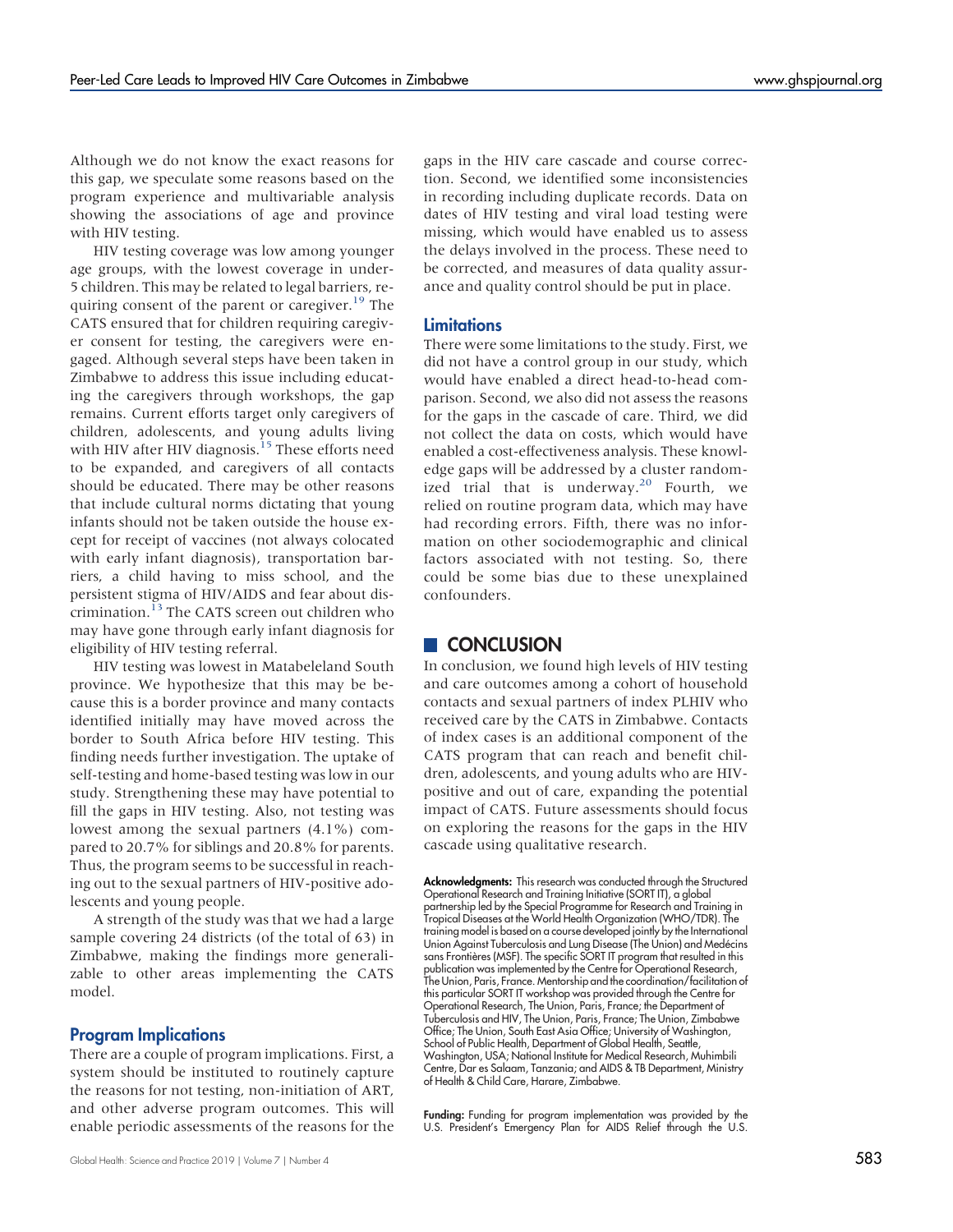Although we do not know the exact reasons for this gap, we speculate some reasons based on the program experience and multivariable analysis showing the associations of age and province with HIV testing.

HIV testing coverage was low among younger age groups, with the lowest coverage in under-5 children. This may be related to legal barriers, requiring consent of the parent or caregiver.[19] The CATS ensured that for children requiring caregiver consent for testing, the caregivers were engaged. Although several steps have been taken in Zimbabwe to address this issue including educating the caregivers through workshops, the gap remains. Current efforts target only caregivers of children, adolescents, and young adults living with HIV after HIV diagnosis.[15] These efforts need to be expanded, and caregivers of all contacts should be educated. There may be other reasons that include cultural norms dictating that young infants should not be taken outside the house except for receipt of vaccines (not always colocated with early infant diagnosis), transportation barriers, a child having to miss school, and the persistent stigma of HIV/AIDS and fear about discrimination.[13] The CATS screen out children who may have gone through early infant diagnosis for eligibility of HIV testing referral.

HIV testing was lowest in Matabeleland South province. We hypothesize that this may be because this is a border province and many contacts identified initially may have moved across the border to South Africa before HIV testing. This finding needs further investigation. The uptake of self-testing and home-based testing was low in our study. Strengthening these may have potential to fill the gaps in HIV testing. Also, not testing was lowest among the sexual partners (4.1%) compared to 20.7% for siblings and 20.8% for parents. Thus, the program seems to be successful in reaching out to the sexual partners of HIV-positive adolescents and young people.

A strength of the study was that we had a large sample covering 24 districts (of the total of 63) in Zimbabwe, making the findings more generalizable to other areas implementing the CATS model.

### Program Implications

There are a couple of program implications. First, a system should be instituted to routinely capture the reasons for not testing, non-initiation of ART, and other adverse program outcomes. This will enable periodic assessments of the reasons for the gaps in the HIV care cascade and course correction. Second, we identified some inconsistencies in recording including duplicate records. Data on dates of HIV testing and viral load testing were missing, which would have enabled us to assess the delays involved in the process. These need to be corrected, and measures of data quality assurance and quality control should be put in place.

### Limitations

There were some limitations to the study. First, we did not have a control group in our study, which would have enabled a direct head-to-head comparison. Second, we also did not assess the reasons for the gaps in the cascade of care. Third, we did not collect the data on costs, which would have enabled a cost-effectiveness analysis. These knowledge gaps will be addressed by a cluster randomized trial that is underway.[20] Fourth, we relied on routine program data, which may have had recording errors. Fifth, there was no information on other sociodemographic and clinical factors associated with not testing. So, there could be some bias due to these unexplained confounders.

## CONCLUSION

In conclusion, we found high levels of HIV testing and care outcomes among a cohort of household contacts and sexual partners of index PLHIV who received care by the CATS in Zimbabwe. Contacts of index cases is an additional component of the CATS program that can reach and benefit children, adolescents, and young adults who are HIV-positive and out of care, expanding the potential impact of CATS. Future assessments should focus on exploring the reasons for the gaps in the HIV cascade using qualitative research.

**Acknowledgments:** This research was conducted through the Structured Operational Research and Training Initiative (SORT IT), a global partnership led by the Special Programme for Research and Training in Tropical Diseases at the World Health Organization (WHO/TDR). The training model is based on a course developed jointly by the International Union Against Tuberculosis and Lung Disease (The Union) and Medécins sans Frontières (MSF). The specific SORT IT program that resulted in this publication was implemented by the Centre for Operational Research, The Union, Paris, France. Mentorship and the coordination/facilitation of this particular SORT IT workshop was provided through the Centre for Operational Research, The Union, Paris, France; the Department of Tuberculosis and HIV, The Union, Paris, France; The Union, Zimbabwe Office; The Union, South East Asia Office; University of Washington, School of Public Health, Department of Global Health, Seattle, Washington, USA; National Institute for Medical Research, Muhimbili Centre, Dar es Salaam, Tanzania; and AIDS & TB Department, Ministry of Health & Child Care, Harare, Zimbabwe.

**Funding:** Funding for program implementation was provided by the U.S. President's Emergency Plan for AIDS Relief through the U.S.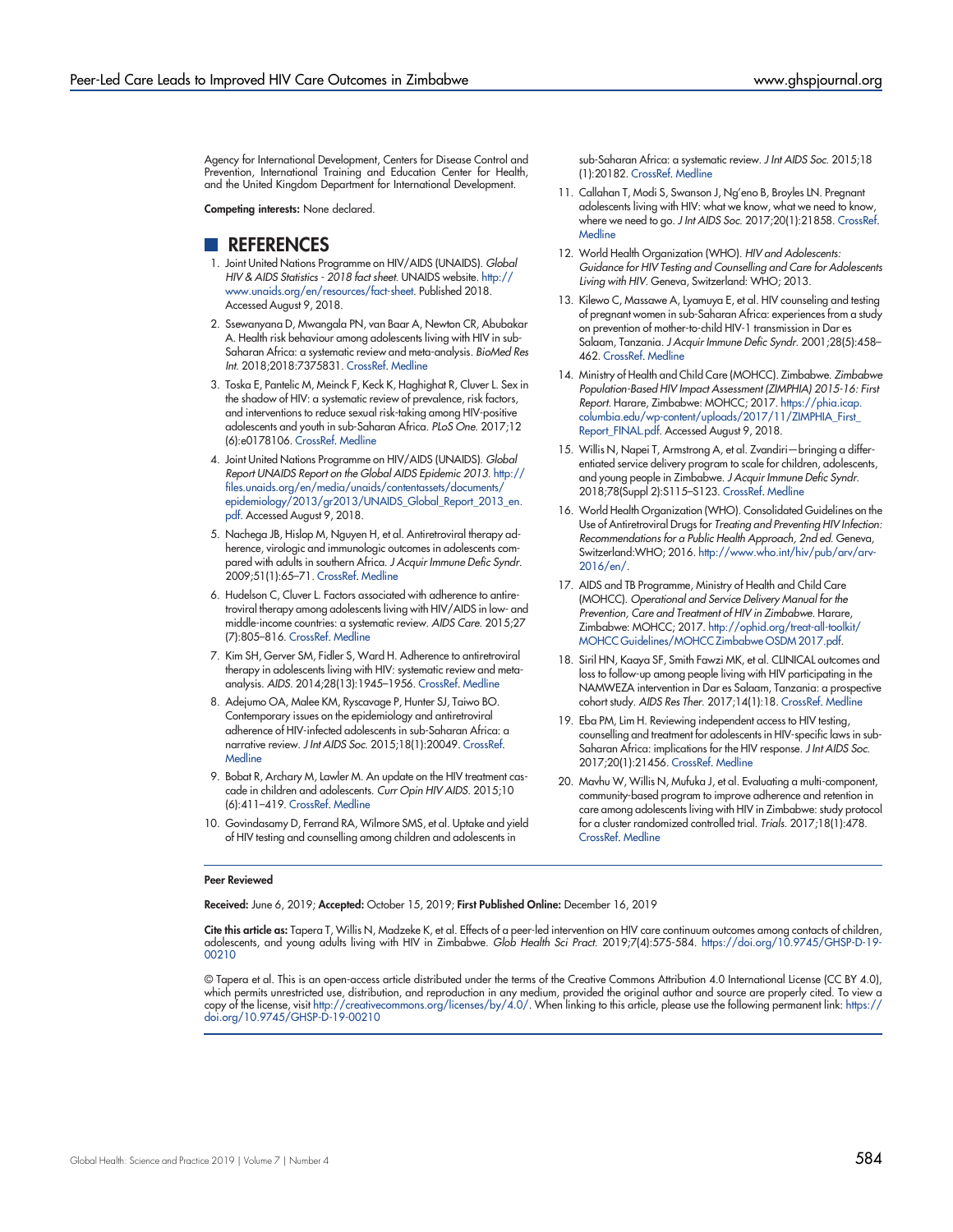Agency for International Development, Centers for Disease Control and Prevention, International Training and Education Center for Health, and the United Kingdom Department for International Development.

**Competing interests:** None declared.

## REFERENCES

1. Joint United Nations Programme on HIV/AIDS (UNAIDS). *Global HIV & AIDS Statistics - 2018 fact sheet.* UNAIDS website. http://www.unaids.org/en/resources/fact-sheet. Published 2018. Accessed August 9, 2018.
2. Ssewanyana D, Mwangala PN, van Baar A, Newton CR, Abubakar A. Health risk behaviour among adolescents living with HIV in sub-Saharan Africa: a systematic review and meta-analysis. *BioMed Res Int.* 2018;2018:7375831. CrossRef. Medline
3. Toska E, Pantelic M, Meinck F, Keck K, Haghighat R, Cluver L. Sex in the shadow of HIV: a systematic review of prevalence, risk factors, and interventions to reduce sexual risk-taking among HIV-positive adolescents and youth in sub-Saharan Africa. *PLoS One.* 2017;12(6):e0178106. CrossRef. Medline
4. Joint United Nations Programme on HIV/AIDS (UNAIDS). *Global Report UNAIDS Report on the Global AIDS Epidemic 2013.* http://files.unaids.org/en/media/unaids/contentassets/documents/epidemiology/2013/gr2013/UNAIDS_Global_Report_2013_en.pdf. Accessed August 9, 2018.
5. Nachega JB, Hislop M, Nguyen H, et al. Antiretroviral therapy adherence, virologic and immunologic outcomes in adolescents compared with adults in southern Africa. *J Acquir Immune Defic Syndr.* 2009;51(1):65–71. CrossRef. Medline
6. Hudelson C, Cluver L. Factors associated with adherence to antiretroviral therapy among adolescents living with HIV/AIDS in low- and middle-income countries: a systematic review. *AIDS Care.* 2015;27(7):805–816. CrossRef. Medline
7. Kim SH, Gerver SM, Fidler S, Ward H. Adherence to antiretroviral therapy in adolescents living with HIV: systematic review and meta-analysis. *AIDS.* 2014;28(13):1945–1956. CrossRef. Medline
8. Adejumo OA, Malee KM, Ryscavage P, Hunter SJ, Taiwo BO. Contemporary issues on the epidemiology and antiretroviral adherence of HIV-infected adolescents in sub-Saharan Africa: a narrative review. *J Int AIDS Soc.* 2015;18(1):20049. CrossRef. Medline
9. Bobat R, Archary M, Lawler M. An update on the HIV treatment cascade in children and adolescents. *Curr Opin HIV AIDS.* 2015;10(6):411–419. CrossRef. Medline
10. Govindasamy D, Ferrand RA, Wilmore SMS, et al. Uptake and yield of HIV testing and counselling among children and adolescents in sub-Saharan Africa: a systematic review. *J Int AIDS Soc.* 2015;18(1):20182. CrossRef. Medline
11. Callahan T, Modi S, Swanson J, Ng'eno B, Broyles LN. Pregnant adolescents living with HIV: what we know, what we need to know, where we need to go. *J Int AIDS Soc.* 2017;20(1):21858. CrossRef. Medline
12. World Health Organization (WHO). *HIV and Adolescents: Guidance for HIV Testing and Counselling and Care for Adolescents Living with HIV.* Geneva, Switzerland: WHO; 2013.
13. Kilewo C, Massawe A, Lyamuya E, et al. HIV counseling and testing of pregnant women in sub-Saharan Africa: experiences from a study on prevention of mother-to-child HIV-1 transmission in Dar es Salaam, Tanzania. *J Acquir Immune Defic Syndr.* 2001;28(5):458–462. CrossRef. Medline
14. Ministry of Health and Child Care (MOHCC). Zimbabwe. *Zimbabwe Population-Based HIV Impact Assessment (ZIMPHIA) 2015-16: First Report.* Harare, Zimbabwe: MOHCC; 2017. https://phia.icap.columbia.edu/wp-content/uploads/2017/11/ZIMPHIA_First_Report_FINAL.pdf. Accessed August 9, 2018.
15. Willis N, Napei T, Armstrong A, et al. Zvandiri—bringing a differentiated service delivery program to scale for children, adolescents, and young people in Zimbabwe. *J Acquir Immune Defic Syndr.* 2018;78(Suppl 2):S115–S123. CrossRef. Medline
16. World Health Organization (WHO). Consolidated Guidelines on the Use of Antiretroviral Drugs for *Treating and Preventing HIV Infection: Recommendations for a Public Health Approach, 2nd ed.* Geneva, Switzerland:WHO; 2016. http://www.who.int/hiv/pub/arv/arv-2016/en/.
17. AIDS and TB Programme, Ministry of Health and Child Care (MOHCC). *Operational and Service Delivery Manual for the Prevention, Care and Treatment of HIV in Zimbabwe.* Harare, Zimbabwe: MOHCC; 2017. http://ophid.org/treat-all-toolkit/MOHCC Guidelines/MOHCC Zimbabwe OSDM 2017.pdf.
18. Siril HN, Kaaya SF, Smith Fawzi MK, et al. CLINICAL outcomes and loss to follow-up among young people living with HIV participating in the NAMWEZA intervention in Dar es Salaam, Tanzania: a prospective cohort study. *AIDS Res Ther.* 2017;14(1):18. CrossRef. Medline
19. Eba PM, Lim H. Reviewing independent access to HIV testing, counselling and treatment for adolescents in HIV-specific laws in sub-Saharan Africa: implications for the HIV response. *J Int AIDS Soc.* 2017;20(1):21456. CrossRef. Medline
20. Mavhu W, Willis N, Mufuka J, et al. Evaluating a multi-component, community-based program to improve adherence and retention in care among adolescents living with HIV in Zimbabwe: study protocol for a cluster randomized controlled trial. *Trials.* 2017;18(1):478. CrossRef. Medline

---

**Peer Reviewed**

**Received:** June 6, 2019; **Accepted:** October 15, 2019; **First Published Online:** December 16, 2019

**Cite this article as:** Tapera T, Willis N, Madzeke K, et al. Effects of a peer-led intervention on HIV care continuum outcomes among contacts of children, adolescents, and young adults living with HIV in Zimbabwe. *Glob Health Sci Pract.* 2019;7(4):575-584. https://doi.org/10.9745/GHSP-D-19-00210

© Tapera et al. This is an open-access article distributed under the terms of the Creative Commons Attribution 4.0 International License (CC BY 4.0), which permits unrestricted use, distribution, and reproduction in any medium, provided the original author and source are properly cited. To view a copy of the license, visit http://creativecommons.org/licenses/by/4.0/. When linking to this article, please use the following permanent link: https://doi.org/10.9745/GHSP-D-19-00210